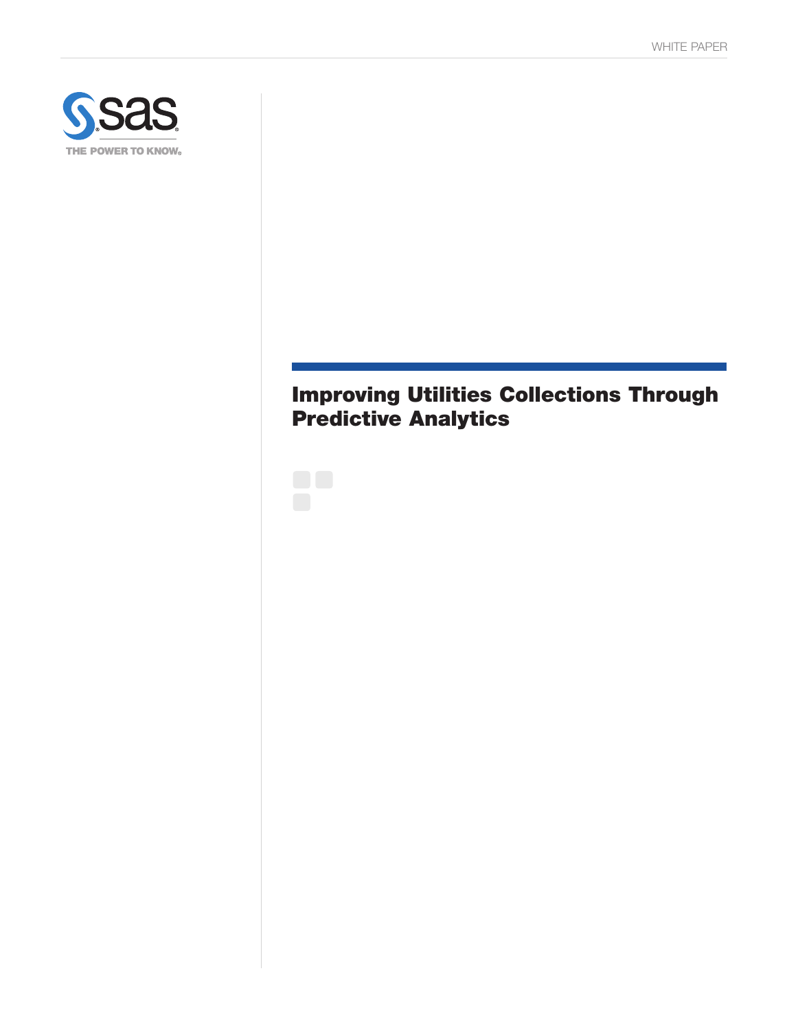WHITE PAPER

THE POWER TO KNOW®

# Improving Utilities Collections Through Predictive Analytics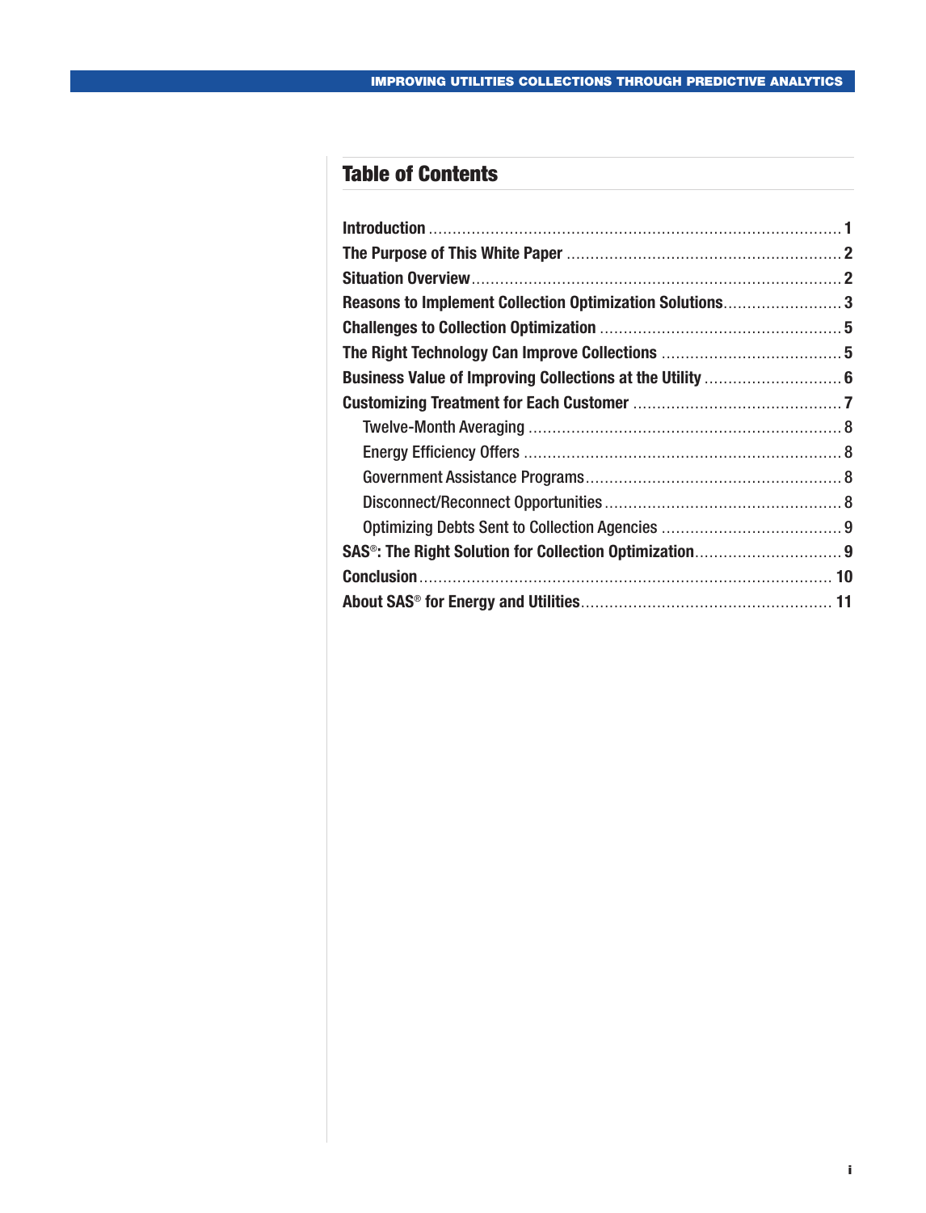## Table of Contents

- **Introduction** ........................................................................................ **1**
- **The Purpose of This White Paper** ............................................................ **2**
- **Situation Overview** ............................................................................... **2**
- **Reasons to Implement Collection Optimization Solutions** .......................... **3**
- **Challenges to Collection Optimization** .................................................... **5**
- **The Right Technology Can Improve Collections** ....................................... **5**
- **Business Value of Improving Collections at the Utility** .............................. **6**
- **Customizing Treatment for Each Customer** ............................................. **7**
  - Twelve-Month Averaging ........................................................................ 8
  - Energy Efficiency Offers ......................................................................... 8
  - Government Assistance Programs ............................................................ 8
  - Disconnect/Reconnect Opportunities ....................................................... 8
  - Optimizing Debts Sent to Collection Agencies .......................................... 9
- **SAS®: The Right Solution for Collection Optimization** ................................ **9**
- **Conclusion** ........................................................................................... **10**
- **About SAS® for Energy and Utilities** ....................................................... **11**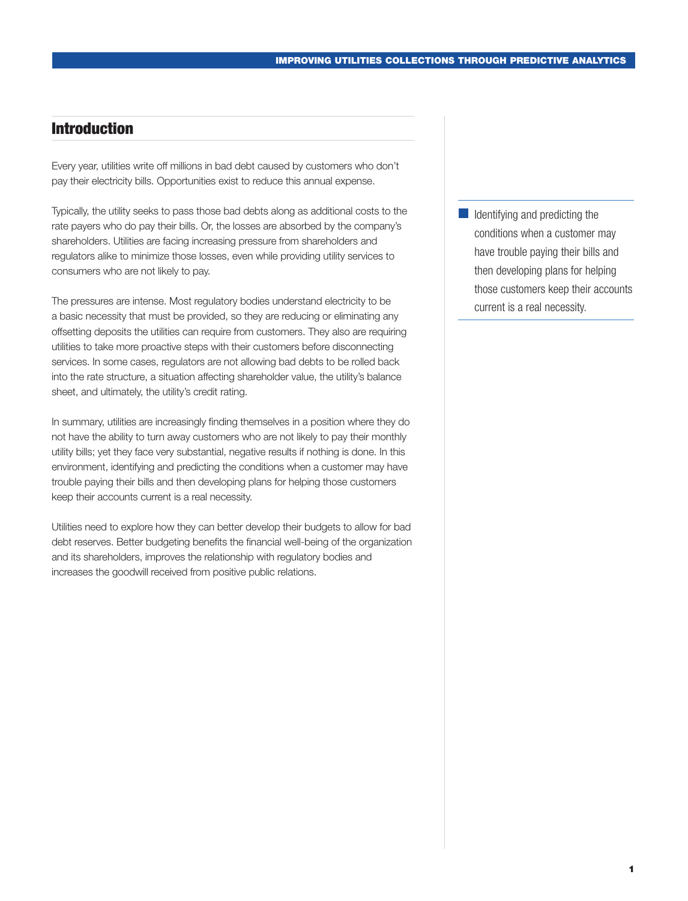## Introduction

Every year, utilities write off millions in bad debt caused by customers who don't pay their electricity bills. Opportunities exist to reduce this annual expense.

Typically, the utility seeks to pass those bad debts along as additional costs to the rate payers who do pay their bills. Or, the losses are absorbed by the company's shareholders. Utilities are facing increasing pressure from shareholders and regulators alike to minimize those losses, even while providing utility services to consumers who are not likely to pay.

The pressures are intense. Most regulatory bodies understand electricity to be a basic necessity that must be provided, so they are reducing or eliminating any offsetting deposits the utilities can require from customers. They also are requiring utilities to take more proactive steps with their customers before disconnecting services. In some cases, regulators are not allowing bad debts to be rolled back into the rate structure, a situation affecting shareholder value, the utility's balance sheet, and ultimately, the utility's credit rating.

In summary, utilities are increasingly finding themselves in a position where they do not have the ability to turn away customers who are not likely to pay their monthly utility bills; yet they face very substantial, negative results if nothing is done. In this environment, identifying and predicting the conditions when a customer may have trouble paying their bills and then developing plans for helping those customers keep their accounts current is a real necessity.

Utilities need to explore how they can better develop their budgets to allow for bad debt reserves. Better budgeting benefits the financial well-being of the organization and its shareholders, improves the relationship with regulatory bodies and increases the goodwill received from positive public relations.

> Identifying and predicting the conditions when a customer may have trouble paying their bills and then developing plans for helping those customers keep their accounts current is a real necessity.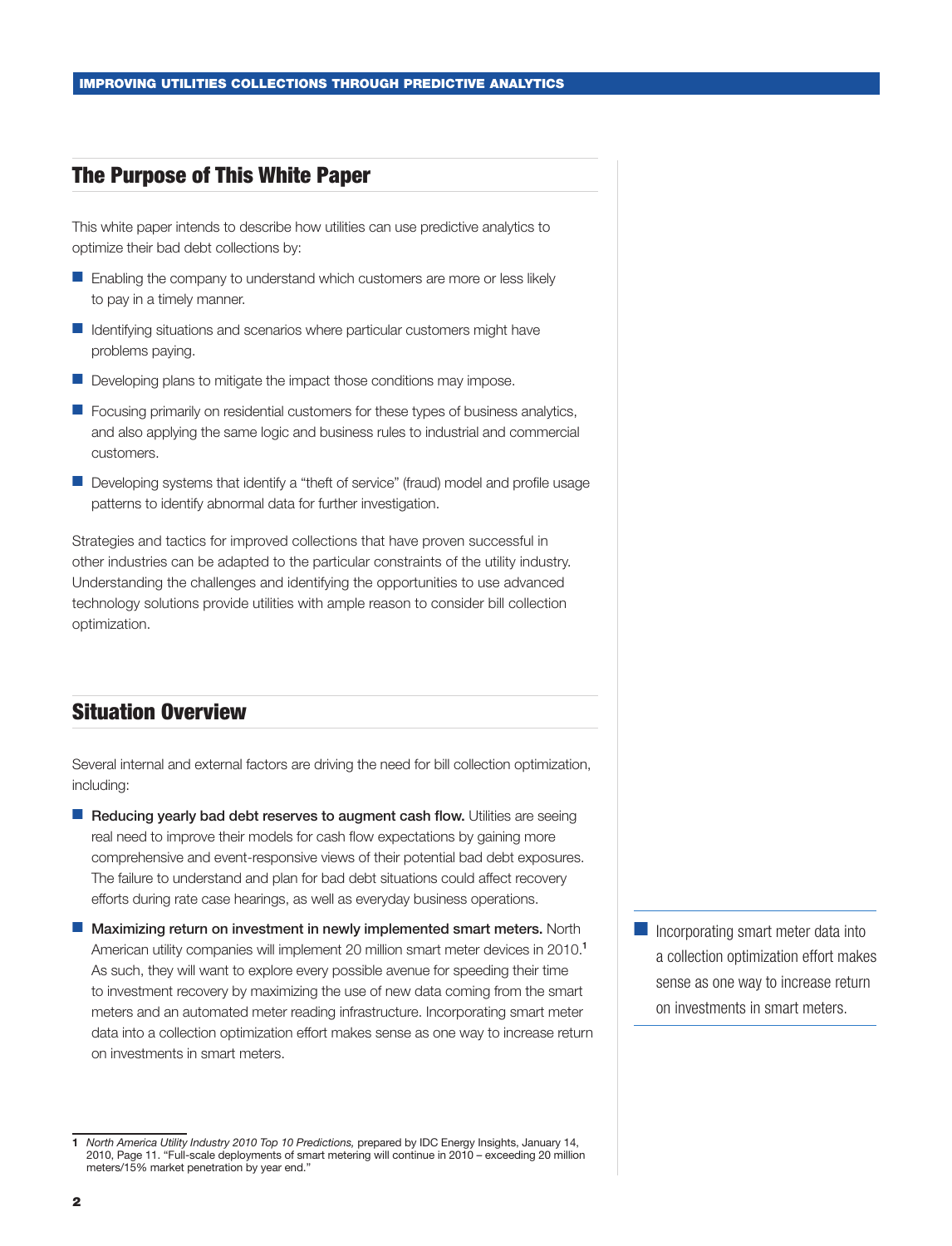## The Purpose of This White Paper

This white paper intends to describe how utilities can use predictive analytics to optimize their bad debt collections by:

- Enabling the company to understand which customers are more or less likely to pay in a timely manner.
- Identifying situations and scenarios where particular customers might have problems paying.
- Developing plans to mitigate the impact those conditions may impose.
- Focusing primarily on residential customers for these types of business analytics, and also applying the same logic and business rules to industrial and commercial customers.
- Developing systems that identify a "theft of service" (fraud) model and profile usage patterns to identify abnormal data for further investigation.

Strategies and tactics for improved collections that have proven successful in other industries can be adapted to the particular constraints of the utility industry. Understanding the challenges and identifying the opportunities to use advanced technology solutions provide utilities with ample reason to consider bill collection optimization.

## Situation Overview

Several internal and external factors are driving the need for bill collection optimization, including:

- **Reducing yearly bad debt reserves to augment cash flow.** Utilities are seeing real need to improve their models for cash flow expectations by gaining more comprehensive and event-responsive views of their potential bad debt exposures. The failure to understand and plan for bad debt situations could affect recovery efforts during rate case hearings, as well as everyday business operations.
- **Maximizing return on investment in newly implemented smart meters.** North American utility companies will implement 20 million smart meter devices in 2010.[1] As such, they will want to explore every possible avenue for speeding their time to investment recovery by maximizing the use of new data coming from the smart meters and an automated meter reading infrastructure. Incorporating smart meter data into a collection optimization effort makes sense as one way to increase return on investments in smart meters.

> Incorporating smart meter data into a collection optimization effort makes sense as one way to increase return on investments in smart meters.

[1] *North America Utility Industry 2010 Top 10 Predictions,* prepared by IDC Energy Insights, January 14, 2010, Page 11. "Full-scale deployments of smart metering will continue in 2010 – exceeding 20 million meters/15% market penetration by year end."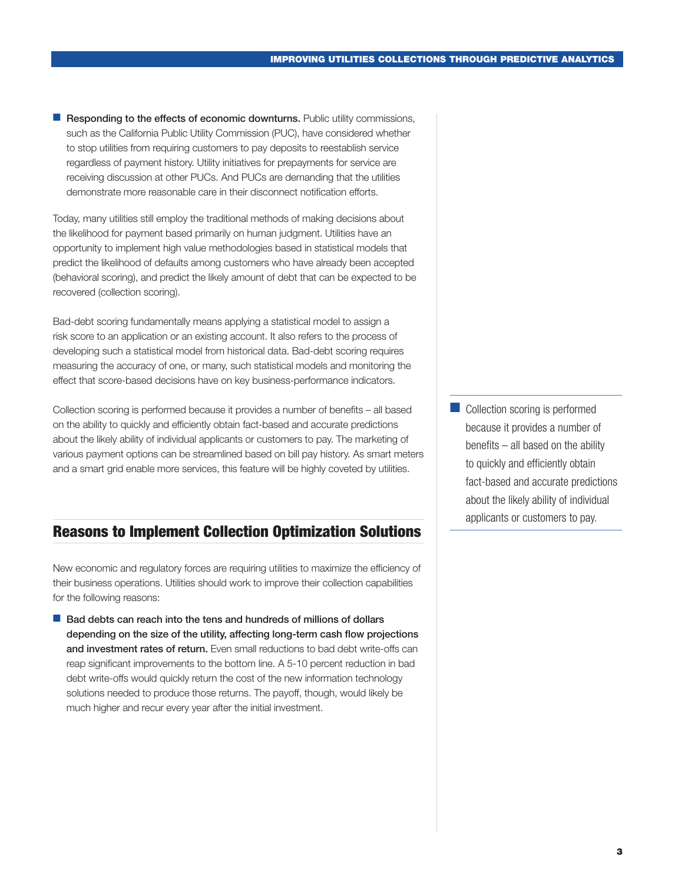- **Responding to the effects of economic downturns.** Public utility commissions, such as the California Public Utility Commission (PUC), have considered whether to stop utilities from requiring customers to pay deposits to reestablish service regardless of payment history. Utility initiatives for prepayments for service are receiving discussion at other PUCs. And PUCs are demanding that the utilities demonstrate more reasonable care in their disconnect notification efforts.

Today, many utilities still employ the traditional methods of making decisions about the likelihood for payment based primarily on human judgment. Utilities have an opportunity to implement high value methodologies based in statistical models that predict the likelihood of defaults among customers who have already been accepted (behavioral scoring), and predict the likely amount of debt that can be expected to be recovered (collection scoring).

Bad-debt scoring fundamentally means applying a statistical model to assign a risk score to an application or an existing account. It also refers to the process of developing such a statistical model from historical data. Bad-debt scoring requires measuring the accuracy of one, or many, such statistical models and monitoring the effect that score-based decisions have on key business-performance indicators.

Collection scoring is performed because it provides a number of benefits – all based on the ability to quickly and efficiently obtain fact-based and accurate predictions about the likely ability of individual applicants or customers to pay. The marketing of various payment options can be streamlined based on bill pay history. As smart meters and a smart grid enable more services, this feature will be highly coveted by utilities.

> Collection scoring is performed because it provides a number of benefits – all based on the ability to quickly and efficiently obtain fact-based and accurate predictions about the likely ability of individual applicants or customers to pay.

## Reasons to Implement Collection Optimization Solutions

New economic and regulatory forces are requiring utilities to maximize the efficiency of their business operations. Utilities should work to improve their collection capabilities for the following reasons:

- **Bad debts can reach into the tens and hundreds of millions of dollars depending on the size of the utility, affecting long-term cash flow projections and investment rates of return.** Even small reductions to bad debt write-offs can reap significant improvements to the bottom line. A 5-10 percent reduction in bad debt write-offs would quickly return the cost of the new information technology solutions needed to produce those returns. The payoff, though, would likely be much higher and recur every year after the initial investment.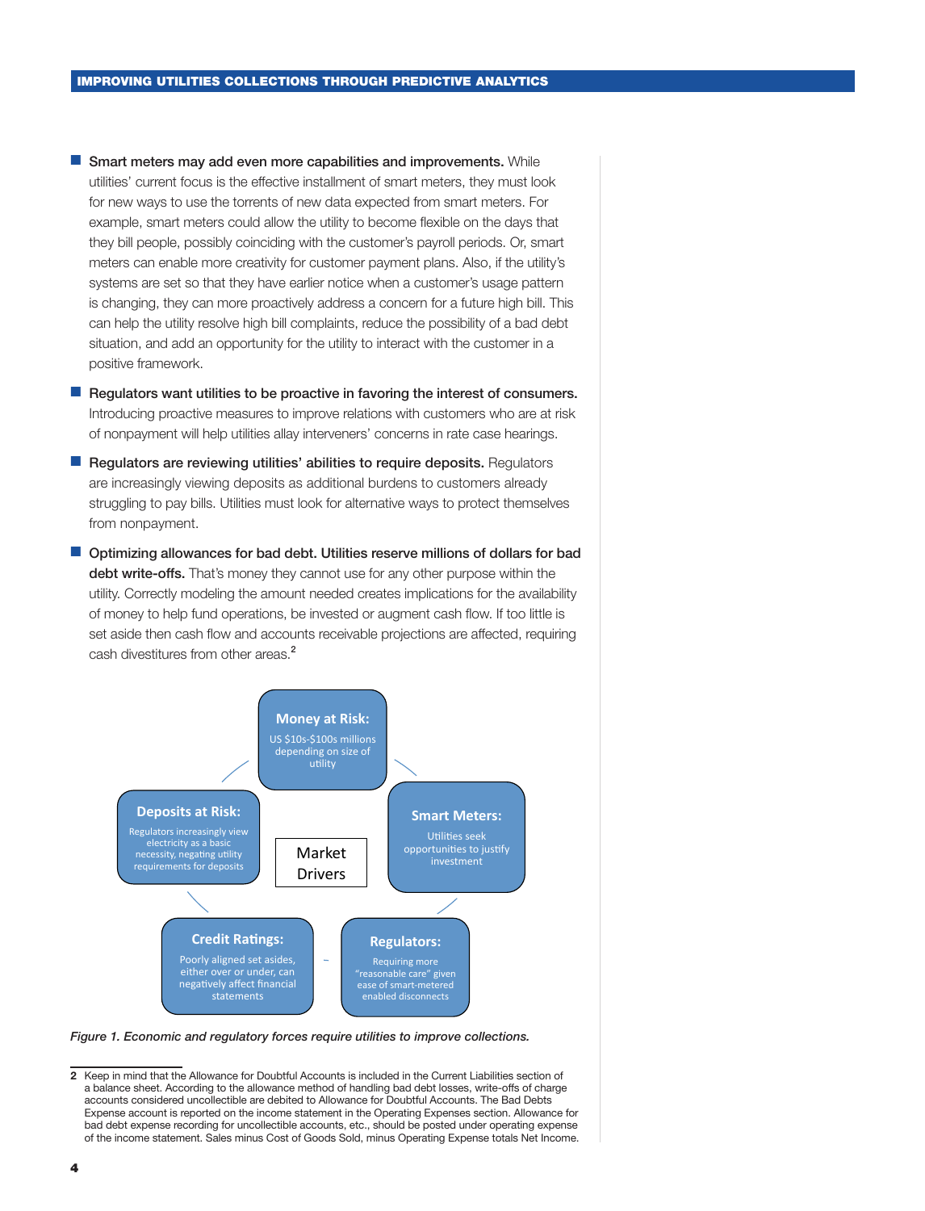- **Smart meters may add even more capabilities and improvements.** While utilities' current focus is the effective installment of smart meters, they must look for new ways to use the torrents of new data expected from smart meters. For example, smart meters could allow the utility to become flexible on the days that they bill people, possibly coinciding with the customer's payroll periods. Or, smart meters can enable more creativity for customer payment plans. Also, if the utility's systems are set so that they have earlier notice when a customer's usage pattern is changing, they can more proactively address a concern for a future high bill. This can help the utility resolve high bill complaints, reduce the possibility of a bad debt situation, and add an opportunity for the utility to interact with the customer in a positive framework.
- **Regulators want utilities to be proactive in favoring the interest of consumers.** Introducing proactive measures to improve relations with customers who are at risk of nonpayment will help utilities allay interveners' concerns in rate case hearings.
- **Regulators are reviewing utilities' abilities to require deposits.** Regulators are increasingly viewing deposits as additional burdens to customers already struggling to pay bills. Utilities must look for alternative ways to protect themselves from nonpayment.
- **Optimizing allowances for bad debt. Utilities reserve millions of dollars for bad debt write-offs.** That's money they cannot use for any other purpose within the utility. Correctly modeling the amount needed creates implications for the availability of money to help fund operations, be invested or augment cash flow. If too little is set aside then cash flow and accounts receivable projections are affected, requiring cash divestitures from other areas.[2]

**Market Drivers**

- **Money at Risk:** US $10s-$100s millions depending on size of utility
- **Smart Meters:** Utilities seek opportunities to justify investment
- **Regulators:** Requiring more "reasonable care" given ease of smart-metered enabled disconnects
- **Credit Ratings:** Poorly aligned set asides, either over or under, can negatively affect financial statements
- **Deposits at Risk:** Regulators increasingly view electricity as a basic necessity, negating utility requirements for deposits

*Figure 1. Economic and regulatory forces require utilities to improve collections.*

---

2 Keep in mind that the Allowance for Doubtful Accounts is included in the Current Liabilities section of a balance sheet. According to the allowance method of handling bad debt losses, write-offs of charge accounts considered uncollectible are debited to Allowance for Doubtful Accounts. The Bad Debts Expense account is reported on the income statement in the Operating Expenses section. Allowance for bad debt expense recording for uncollectible accounts, etc., should be posted under operating expense of the income statement. Sales minus Cost of Goods Sold, minus Operating Expense totals Net Income.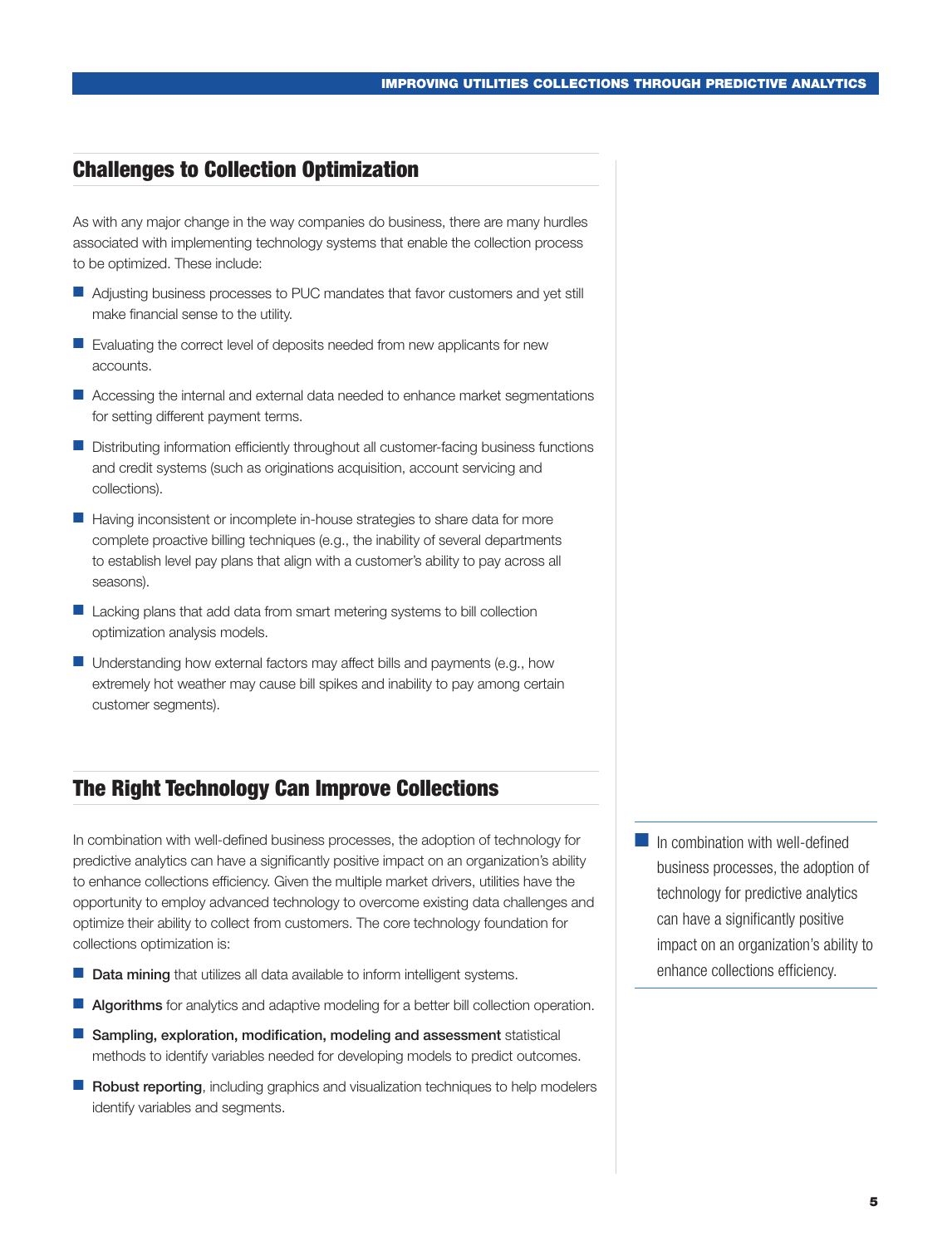## Challenges to Collection Optimization

As with any major change in the way companies do business, there are many hurdles associated with implementing technology systems that enable the collection process to be optimized. These include:

- Adjusting business processes to PUC mandates that favor customers and yet still make financial sense to the utility.
- Evaluating the correct level of deposits needed from new applicants for new accounts.
- Accessing the internal and external data needed to enhance market segmentations for setting different payment terms.
- Distributing information efficiently throughout all customer-facing business functions and credit systems (such as originations acquisition, account servicing and collections).
- Having inconsistent or incomplete in-house strategies to share data for more complete proactive billing techniques (e.g., the inability of several departments to establish level pay plans that align with a customer's ability to pay across all seasons).
- Lacking plans that add data from smart metering systems to bill collection optimization analysis models.
- Understanding how external factors may affect bills and payments (e.g., how extremely hot weather may cause bill spikes and inability to pay among certain customer segments).

## The Right Technology Can Improve Collections

In combination with well-defined business processes, the adoption of technology for predictive analytics can have a significantly positive impact on an organization's ability to enhance collections efficiency. Given the multiple market drivers, utilities have the opportunity to employ advanced technology to overcome existing data challenges and optimize their ability to collect from customers. The core technology foundation for collections optimization is:

- **Data mining** that utilizes all data available to inform intelligent systems.
- **Algorithms** for analytics and adaptive modeling for a better bill collection operation.
- **Sampling, exploration, modification, modeling and assessment** statistical methods to identify variables needed for developing models to predict outcomes.
- **Robust reporting**, including graphics and visualization techniques to help modelers identify variables and segments.

> In combination with well-defined business processes, the adoption of technology for predictive analytics can have a significantly positive impact on an organization's ability to enhance collections efficiency.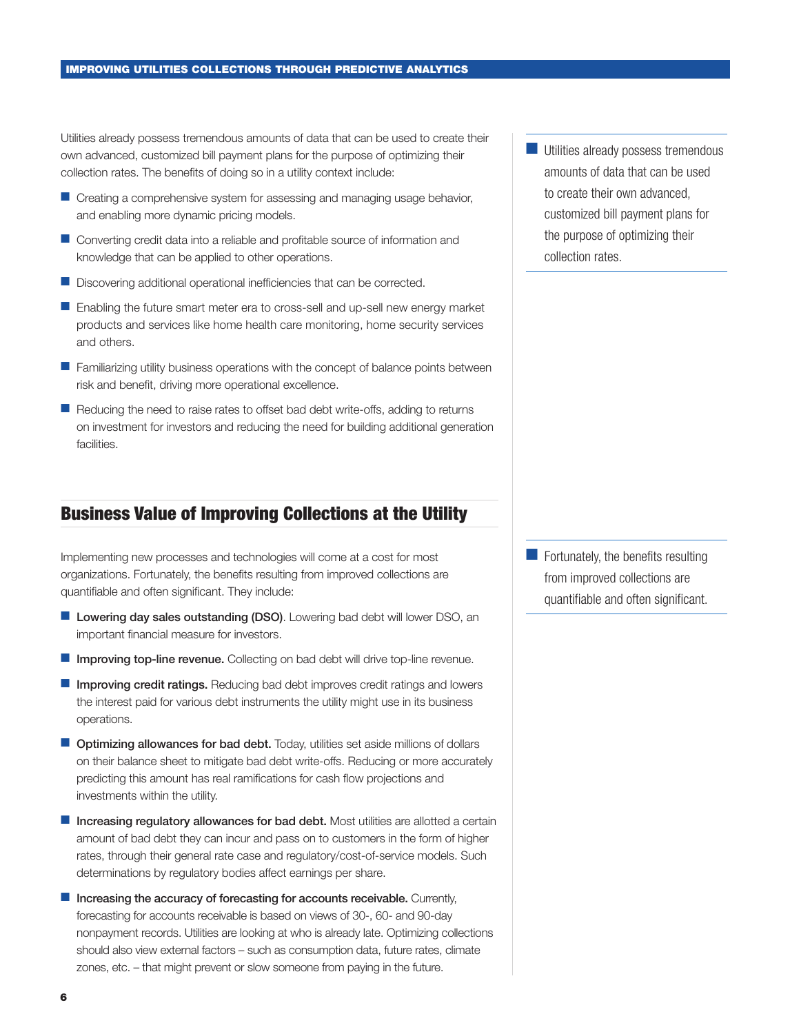Utilities already possess tremendous amounts of data that can be used to create their own advanced, customized bill payment plans for the purpose of optimizing their collection rates. The benefits of doing so in a utility context include:

- Creating a comprehensive system for assessing and managing usage behavior, and enabling more dynamic pricing models.
- Converting credit data into a reliable and profitable source of information and knowledge that can be applied to other operations.
- Discovering additional operational inefficiencies that can be corrected.
- Enabling the future smart meter era to cross-sell and up-sell new energy market products and services like home health care monitoring, home security services and others.
- Familiarizing utility business operations with the concept of balance points between risk and benefit, driving more operational excellence.
- Reducing the need to raise rates to offset bad debt write-offs, adding to returns on investment for investors and reducing the need for building additional generation facilities.

> Utilities already possess tremendous amounts of data that can be used to create their own advanced, customized bill payment plans for the purpose of optimizing their collection rates.

## Business Value of Improving Collections at the Utility

Implementing new processes and technologies will come at a cost for most organizations. Fortunately, the benefits resulting from improved collections are quantifiable and often significant. They include:

- **Lowering day sales outstanding (DSO)**. Lowering bad debt will lower DSO, an important financial measure for investors.
- **Improving top-line revenue.** Collecting on bad debt will drive top-line revenue.
- **Improving credit ratings.** Reducing bad debt improves credit ratings and lowers the interest paid for various debt instruments the utility might use in its business operations.
- **Optimizing allowances for bad debt.** Today, utilities set aside millions of dollars on their balance sheet to mitigate bad debt write-offs. Reducing or more accurately predicting this amount has real ramifications for cash flow projections and investments within the utility.
- **Increasing regulatory allowances for bad debt.** Most utilities are allotted a certain amount of bad debt they can incur and pass on to customers in the form of higher rates, through their general rate case and regulatory/cost-of-service models. Such determinations by regulatory bodies affect earnings per share.
- **Increasing the accuracy of forecasting for accounts receivable.** Currently, forecasting for accounts receivable is based on views of 30-, 60- and 90-day nonpayment records. Utilities are looking at who is already late. Optimizing collections should also view external factors – such as consumption data, future rates, climate zones, etc. – that might prevent or slow someone from paying in the future.

> Fortunately, the benefits resulting from improved collections are quantifiable and often significant.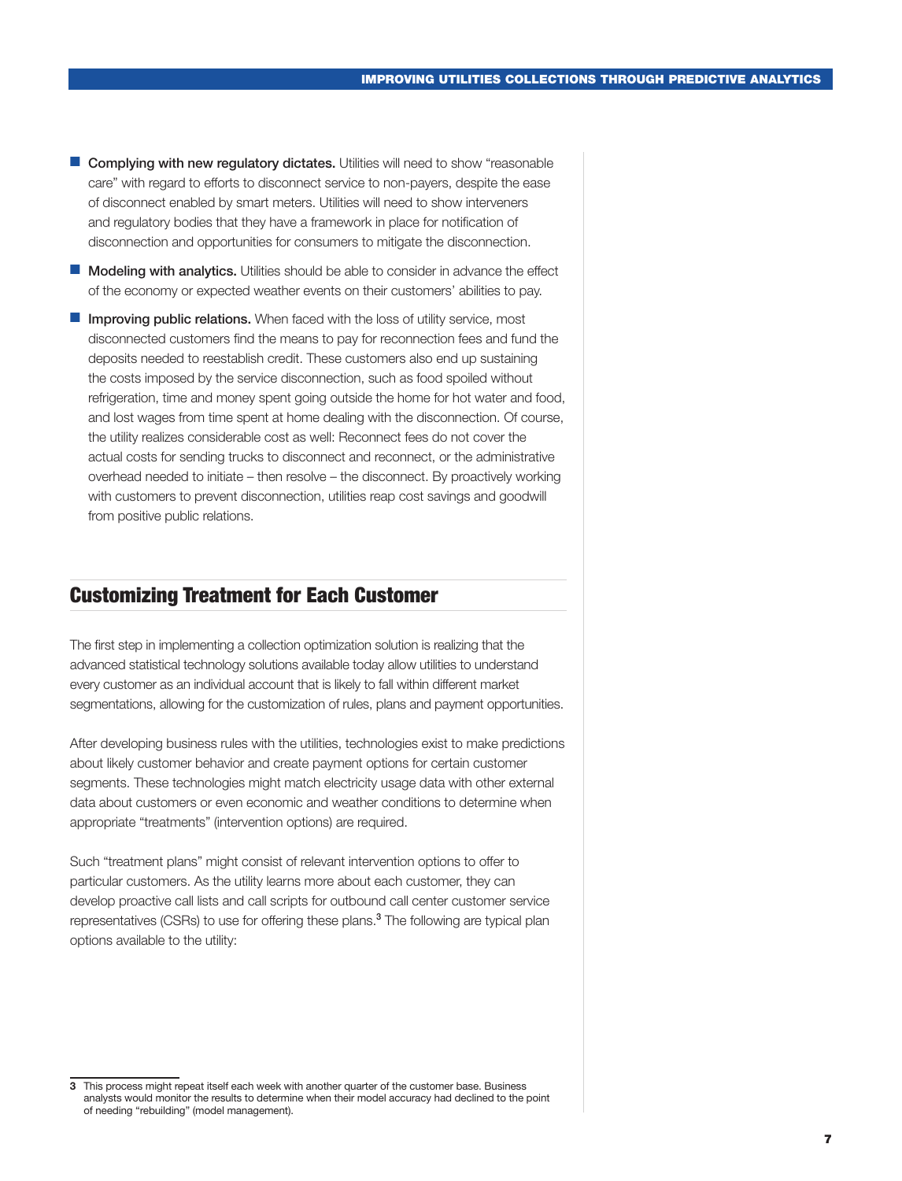- **Complying with new regulatory dictates.** Utilities will need to show "reasonable care" with regard to efforts to disconnect service to non-payers, despite the ease of disconnect enabled by smart meters. Utilities will need to show interveners and regulatory bodies that they have a framework in place for notification of disconnection and opportunities for consumers to mitigate the disconnection.
- **Modeling with analytics.** Utilities should be able to consider in advance the effect of the economy or expected weather events on their customers' abilities to pay.
- **Improving public relations.** When faced with the loss of utility service, most disconnected customers find the means to pay for reconnection fees and fund the deposits needed to reestablish credit. These customers also end up sustaining the costs imposed by the service disconnection, such as food spoiled without refrigeration, time and money spent going outside the home for hot water and food, and lost wages from time spent at home dealing with the disconnection. Of course, the utility realizes considerable cost as well: Reconnect fees do not cover the actual costs for sending trucks to disconnect and reconnect, or the administrative overhead needed to initiate – then resolve – the disconnect. By proactively working with customers to prevent disconnection, utilities reap cost savings and goodwill from positive public relations.

## Customizing Treatment for Each Customer

The first step in implementing a collection optimization solution is realizing that the advanced statistical technology solutions available today allow utilities to understand every customer as an individual account that is likely to fall within different market segmentations, allowing for the customization of rules, plans and payment opportunities.

After developing business rules with the utilities, technologies exist to make predictions about likely customer behavior and create payment options for certain customer segments. These technologies might match electricity usage data with other external data about customers or even economic and weather conditions to determine when appropriate "treatments" (intervention options) are required.

Such "treatment plans" might consist of relevant intervention options to offer to particular customers. As the utility learns more about each customer, they can develop proactive call lists and call scripts for outbound call center customer service representatives (CSRs) to use for offering these plans.[3] The following are typical plan options available to the utility:

[3] This process might repeat itself each week with another quarter of the customer base. Business analysts would monitor the results to determine when their model accuracy had declined to the point of needing "rebuilding" (model management).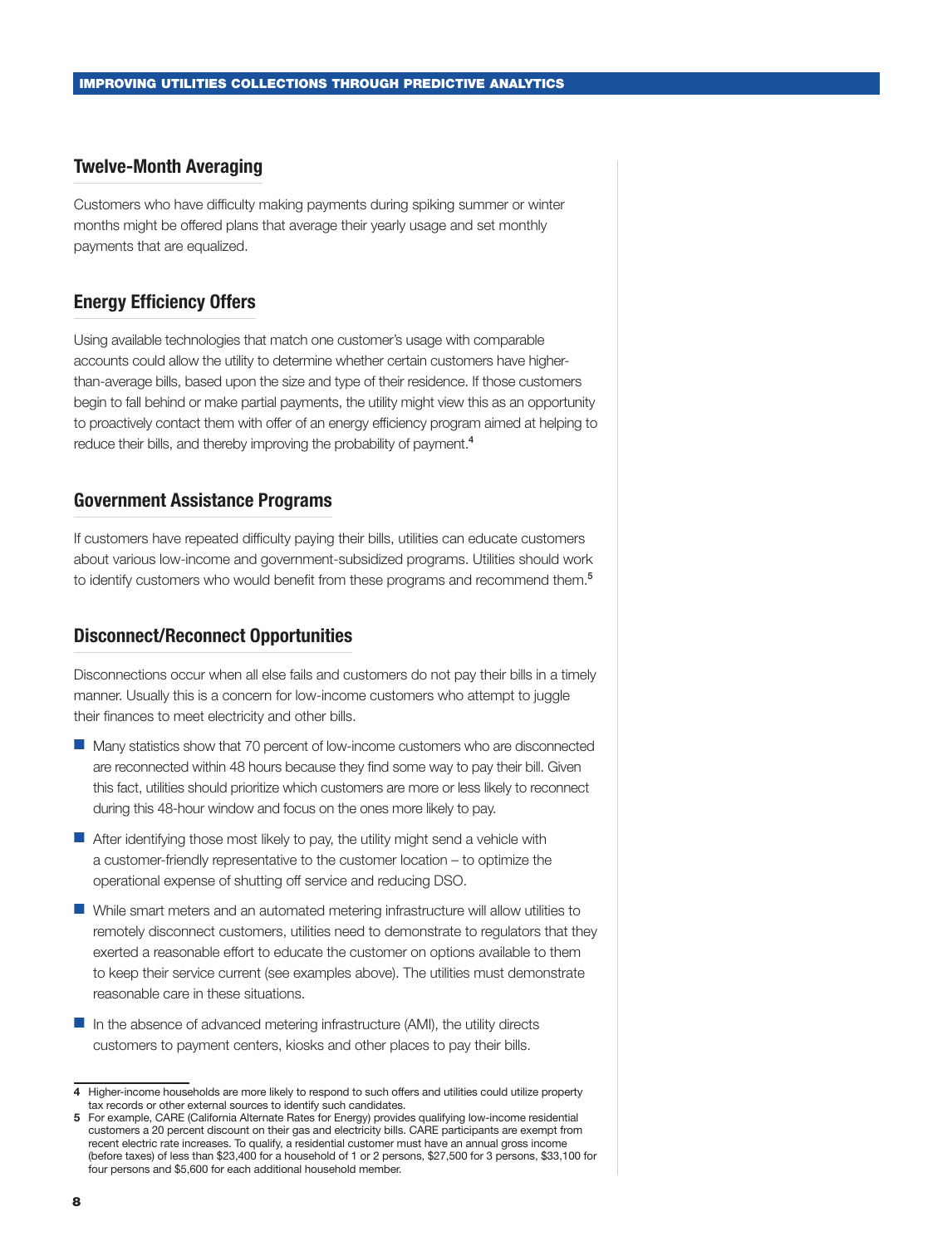## Twelve-Month Averaging

Customers who have difficulty making payments during spiking summer or winter months might be offered plans that average their yearly usage and set monthly payments that are equalized.

## Energy Efficiency Offers

Using available technologies that match one customer's usage with comparable accounts could allow the utility to determine whether certain customers have higher-than-average bills, based upon the size and type of their residence. If those customers begin to fall behind or make partial payments, the utility might view this as an opportunity to proactively contact them with offer of an energy efficiency program aimed at helping to reduce their bills, and thereby improving the probability of payment.[4]

## Government Assistance Programs

If customers have repeated difficulty paying their bills, utilities can educate customers about various low-income and government-subsidized programs. Utilities should work to identify customers who would benefit from these programs and recommend them.[5]

## Disconnect/Reconnect Opportunities

Disconnections occur when all else fails and customers do not pay their bills in a timely manner. Usually this is a concern for low-income customers who attempt to juggle their finances to meet electricity and other bills.

- Many statistics show that 70 percent of low-income customers who are disconnected are reconnected within 48 hours because they find some way to pay their bill. Given this fact, utilities should prioritize which customers are more or less likely to reconnect during this 48-hour window and focus on the ones more likely to pay.
- After identifying those most likely to pay, the utility might send a vehicle with a customer-friendly representative to the customer location – to optimize the operational expense of shutting off service and reducing DSO.
- While smart meters and an automated metering infrastructure will allow utilities to remotely disconnect customers, utilities need to demonstrate to regulators that they exerted a reasonable effort to educate the customer on options available to them to keep their service current (see examples above). The utilities must demonstrate reasonable care in these situations.
- In the absence of advanced metering infrastructure (AMI), the utility directs customers to payment centers, kiosks and other places to pay their bills.

---

4 Higher-income households are more likely to respond to such offers and utilities could utilize property tax records or other external sources to identify such candidates.

5 For example, CARE (California Alternate Rates for Energy) provides qualifying low-income residential customers a 20 percent discount on their gas and electricity bills. CARE participants are exempt from recent electric rate increases. To qualify, a residential customer must have an annual gross income (before taxes) of less than $23,400 for a household of 1 or 2 persons, $27,500 for 3 persons, $33,100 for four persons and $5,600 for each additional household member.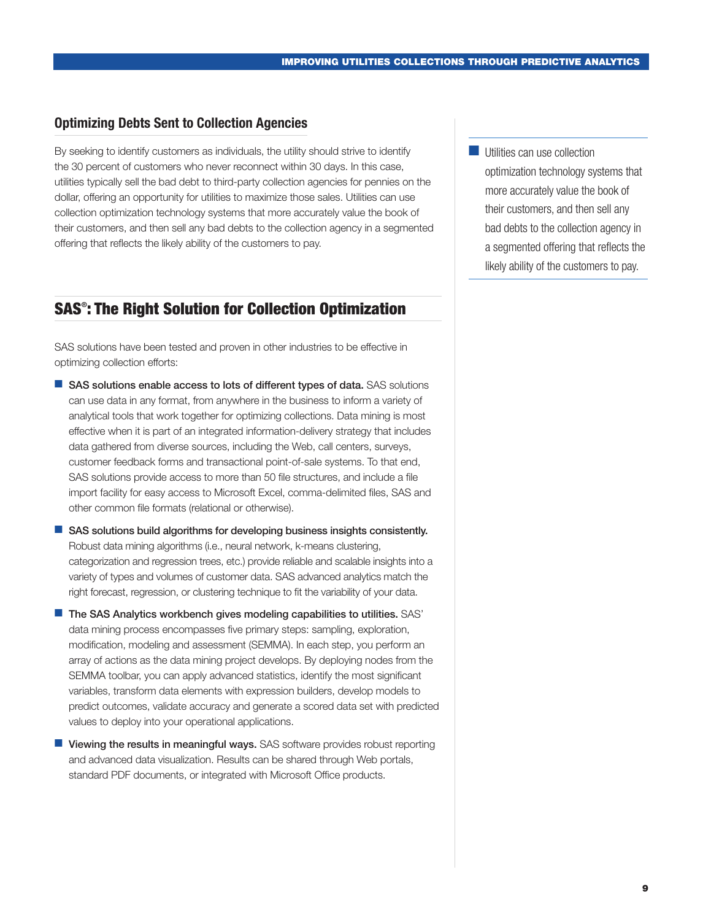## Optimizing Debts Sent to Collection Agencies

By seeking to identify customers as individuals, the utility should strive to identify the 30 percent of customers who never reconnect within 30 days. In this case, utilities typically sell the bad debt to third-party collection agencies for pennies on the dollar, offering an opportunity for utilities to maximize those sales. Utilities can use collection optimization technology systems that more accurately value the book of their customers, and then sell any bad debts to the collection agency in a segmented offering that reflects the likely ability of the customers to pay.

- Utilities can use collection optimization technology systems that more accurately value the book of their customers, and then sell any bad debts to the collection agency in a segmented offering that reflects the likely ability of the customers to pay.

## SAS®: The Right Solution for Collection Optimization

SAS solutions have been tested and proven in other industries to be effective in optimizing collection efforts:

- **SAS solutions enable access to lots of different types of data.** SAS solutions can use data in any format, from anywhere in the business to inform a variety of analytical tools that work together for optimizing collections. Data mining is most effective when it is part of an integrated information-delivery strategy that includes data gathered from diverse sources, including the Web, call centers, surveys, customer feedback forms and transactional point-of-sale systems. To that end, SAS solutions provide access to more than 50 file structures, and include a file import facility for easy access to Microsoft Excel, comma-delimited files, SAS and other common file formats (relational or otherwise).
- **SAS solutions build algorithms for developing business insights consistently.** Robust data mining algorithms (i.e., neural network, k-means clustering, categorization and regression trees, etc.) provide reliable and scalable insights into a variety of types and volumes of customer data. SAS advanced analytics match the right forecast, regression, or clustering technique to fit the variability of your data.
- **The SAS Analytics workbench gives modeling capabilities to utilities.** SAS' data mining process encompasses five primary steps: sampling, exploration, modification, modeling and assessment (SEMMA). In each step, you perform an array of actions as the data mining project develops. By deploying nodes from the SEMMA toolbar, you can apply advanced statistics, identify the most significant variables, transform data elements with expression builders, develop models to predict outcomes, validate accuracy and generate a scored data set with predicted values to deploy into your operational applications.
- **Viewing the results in meaningful ways.** SAS software provides robust reporting and advanced data visualization. Results can be shared through Web portals, standard PDF documents, or integrated with Microsoft Office products.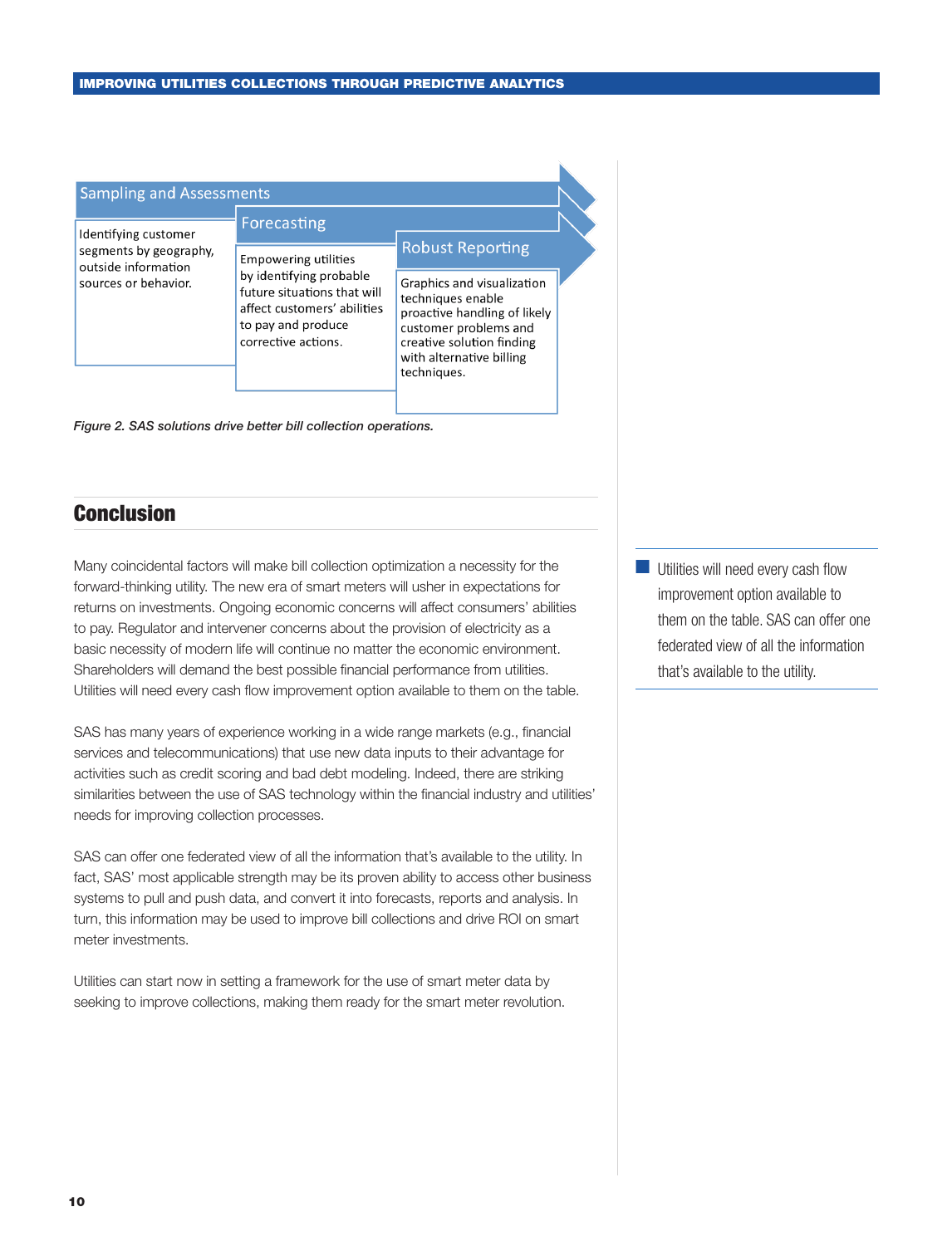**Sampling and Assessments**

Identifying customer segments by geography, outside information sources or behavior.

**Forecasting**

Empowering utilities by identifying probable future situations that will affect customers' abilities to pay and produce corrective actions.

**Robust Reporting**

Graphics and visualization techniques enable proactive handling of likely customer problems and creative solution finding with alternative billing techniques.

*Figure 2. SAS solutions drive better bill collection operations.*

## Conclusion

Many coincidental factors will make bill collection optimization a necessity for the forward-thinking utility. The new era of smart meters will usher in expectations for returns on investments. Ongoing economic concerns will affect consumers' abilities to pay. Regulator and intervener concerns about the provision of electricity as a basic necessity of modern life will continue no matter the economic environment. Shareholders will demand the best possible financial performance from utilities. Utilities will need every cash flow improvement option available to them on the table.

SAS has many years of experience working in a wide range markets (e.g., financial services and telecommunications) that use new data inputs to their advantage for activities such as credit scoring and bad debt modeling. Indeed, there are striking similarities between the use of SAS technology within the financial industry and utilities' needs for improving collection processes.

SAS can offer one federated view of all the information that's available to the utility. In fact, SAS' most applicable strength may be its proven ability to access other business systems to pull and push data, and convert it into forecasts, reports and analysis. In turn, this information may be used to improve bill collections and drive ROI on smart meter investments.

Utilities can start now in setting a framework for the use of smart meter data by seeking to improve collections, making them ready for the smart meter revolution.

> Utilities will need every cash flow improvement option available to them on the table. SAS can offer one federated view of all the information that's available to the utility.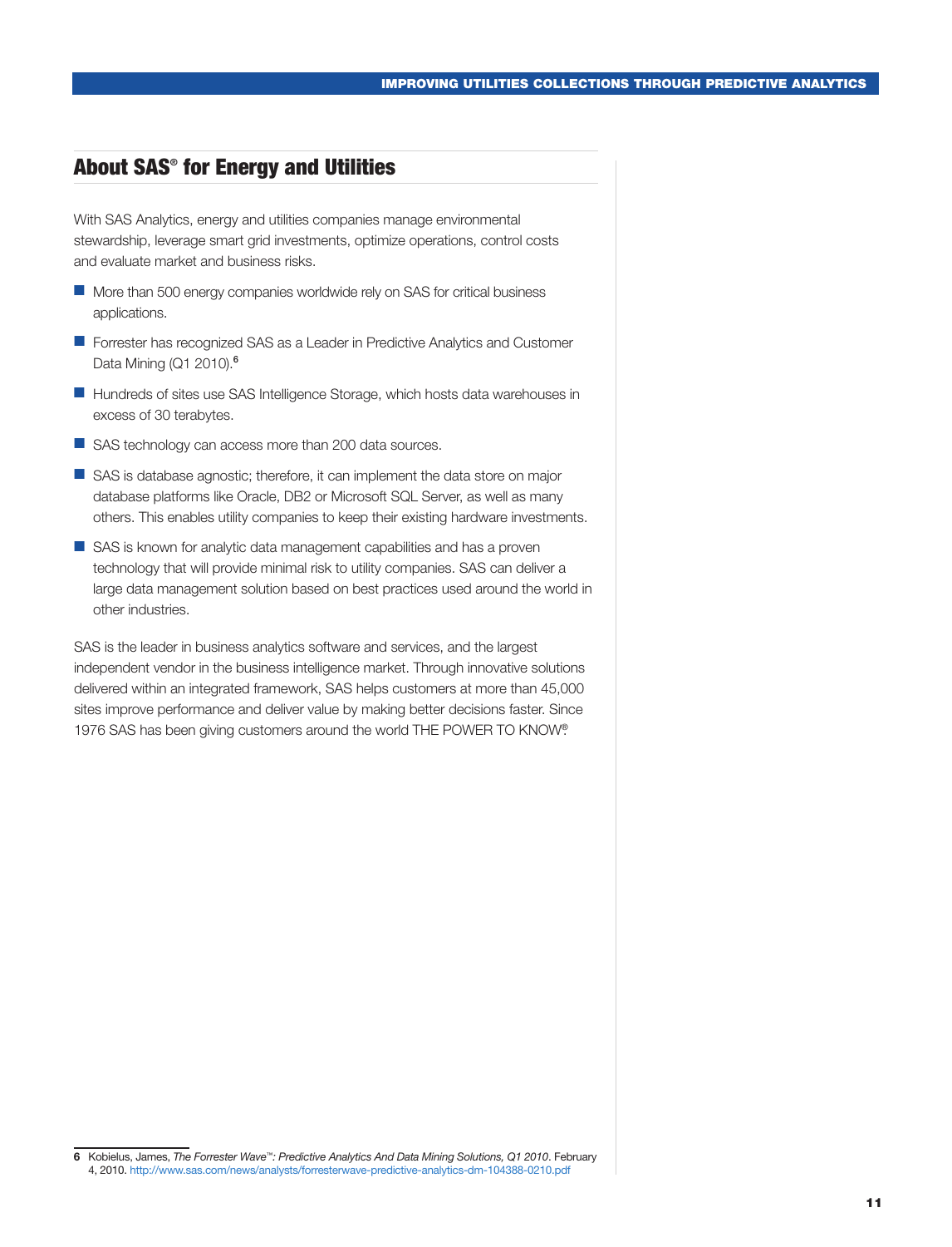## About SAS® for Energy and Utilities

With SAS Analytics, energy and utilities companies manage environmental stewardship, leverage smart grid investments, optimize operations, control costs and evaluate market and business risks.

- More than 500 energy companies worldwide rely on SAS for critical business applications.
- Forrester has recognized SAS as a Leader in Predictive Analytics and Customer Data Mining (Q1 2010).[6]
- Hundreds of sites use SAS Intelligence Storage, which hosts data warehouses in excess of 30 terabytes.
- SAS technology can access more than 200 data sources.
- SAS is database agnostic; therefore, it can implement the data store on major database platforms like Oracle, DB2 or Microsoft SQL Server, as well as many others. This enables utility companies to keep their existing hardware investments.
- SAS is known for analytic data management capabilities and has a proven technology that will provide minimal risk to utility companies. SAS can deliver a large data management solution based on best practices used around the world in other industries.

SAS is the leader in business analytics software and services, and the largest independent vendor in the business intelligence market. Through innovative solutions delivered within an integrated framework, SAS helps customers at more than 45,000 sites improve performance and deliver value by making better decisions faster. Since 1976 SAS has been giving customers around the world THE POWER TO KNOW®.

---

**6** Kobielus, James, *The Forrester Wave™: Predictive Analytics And Data Mining Solutions, Q1 2010*. February 4, 2010. http://www.sas.com/news/analysts/forresterwave-predictive-analytics-dm-104388-0210.pdf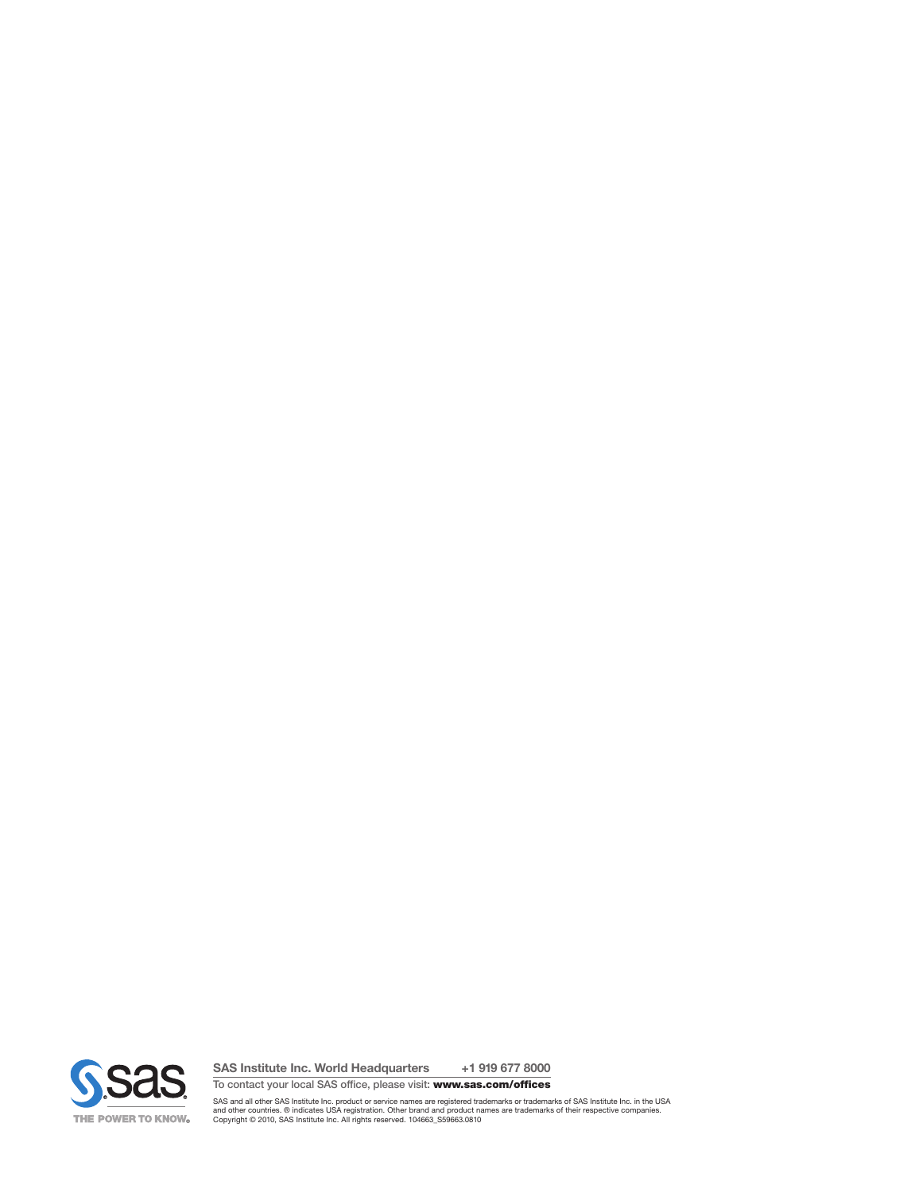**SAS Institute Inc. World Headquarters +1 919 677 8000**

To contact your local SAS office, please visit: **www.sas.com/offices**

SAS and all other SAS Institute Inc. product or service names are registered trademarks or trademarks of SAS Institute Inc. in the USA and other countries. ® indicates USA registration. Other brand and product names are trademarks of their respective companies. Copyright © 2010, SAS Institute Inc. All rights reserved. 104663_S59663.0810